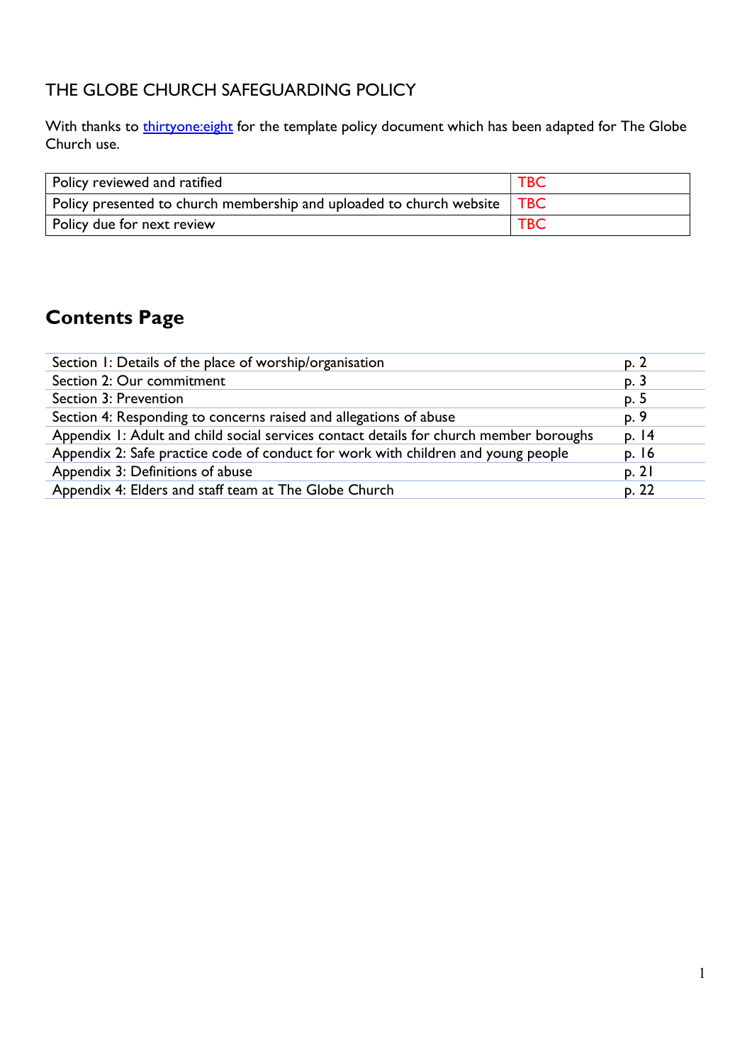# THE GLOBE CHURCH SAFEGUARDING POLICY

With thanks to thirtyone:eight for the template policy document which has been adapted for The Globe Church use.

| Policy reviewed and ratified | TBC |
|---|---|
| Policy presented to church membership and uploaded to church website | TBC |
| Policy due for next review | TBC |

## Contents Page

| Section | Page |
|---|---|
| Section 1: Details of the place of worship/organisation | p. 2 |
| Section 2: Our commitment | p. 3 |
| Section 3: Prevention | p. 5 |
| Section 4: Responding to concerns raised and allegations of abuse | p. 9 |
| Appendix 1: Adult and child social services contact details for church member boroughs | p. 14 |
| Appendix 2: Safe practice code of conduct for work with children and young people | p. 16 |
| Appendix 3: Definitions of abuse | p. 21 |
| Appendix 4: Elders and staff team at The Globe Church | p. 22 |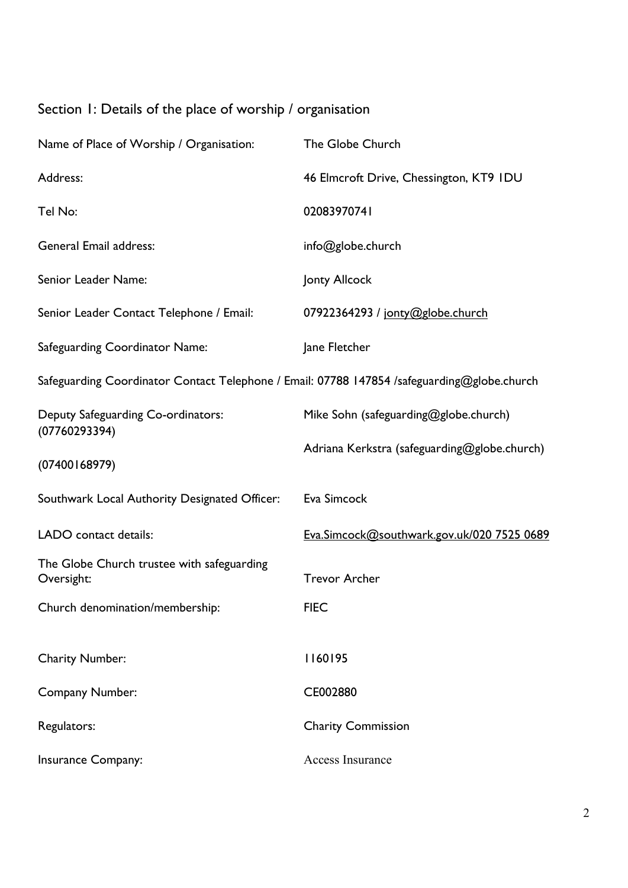## Section 1: Details of the place of worship / organisation

| | |
|---|---|
| Name of Place of Worship / Organisation: | The Globe Church |
| Address: | 46 Elmcroft Drive, Chessington, KT9 1DU |
| Tel No: | 02083970741 |
| General Email address: | info@globe.church |
| Senior Leader Name: | Jonty Allcock |
| Senior Leader Contact Telephone / Email: | 07922364293 / jonty@globe.church |
| Safeguarding Coordinator Name: | Jane Fletcher |

Safeguarding Coordinator Contact Telephone / Email: 07788 147854 /safeguarding@globe.church

| | |
|---|---|
| Deputy Safeguarding Co-ordinators: (07760293394) (07400168979) | Mike Sohn (safeguarding@globe.church) Adriana Kerkstra (safeguarding@globe.church) |
| Southwark Local Authority Designated Officer: | Eva Simcock |
| LADO contact details: | Eva.Simcock@southwark.gov.uk/020 7525 0689 |
| The Globe Church trustee with safeguarding Oversight: | Trevor Archer |
| Church denomination/membership: | FIEC |
| Charity Number: | 1160195 |
| Company Number: | CE002880 |
| Regulators: | Charity Commission |
| Insurance Company: | Access Insurance |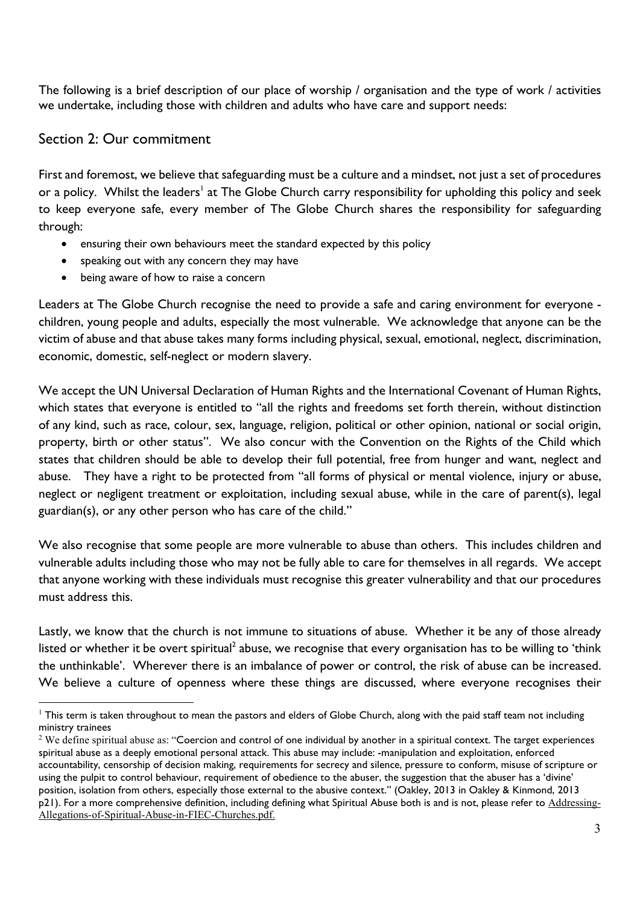The following is a brief description of our place of worship / organisation and the type of work / activities we undertake, including those with children and adults who have care and support needs:

## Section 2: Our commitment

First and foremost, we believe that safeguarding must be a culture and a mindset, not just a set of procedures or a policy. Whilst the leaders[1] at The Globe Church carry responsibility for upholding this policy and seek to keep everyone safe, every member of The Globe Church shares the responsibility for safeguarding through:

- ensuring their own behaviours meet the standard expected by this policy
- speaking out with any concern they may have
- being aware of how to raise a concern

Leaders at The Globe Church recognise the need to provide a safe and caring environment for everyone - children, young people and adults, especially the most vulnerable. We acknowledge that anyone can be the victim of abuse and that abuse takes many forms including physical, sexual, emotional, neglect, discrimination, economic, domestic, self-neglect or modern slavery.

We accept the UN Universal Declaration of Human Rights and the International Covenant of Human Rights, which states that everyone is entitled to "all the rights and freedoms set forth therein, without distinction of any kind, such as race, colour, sex, language, religion, political or other opinion, national or social origin, property, birth or other status". We also concur with the Convention on the Rights of the Child which states that children should be able to develop their full potential, free from hunger and want, neglect and abuse. They have a right to be protected from "all forms of physical or mental violence, injury or abuse, neglect or negligent treatment or exploitation, including sexual abuse, while in the care of parent(s), legal guardian(s), or any other person who has care of the child."

We also recognise that some people are more vulnerable to abuse than others. This includes children and vulnerable adults including those who may not be fully able to care for themselves in all regards. We accept that anyone working with these individuals must recognise this greater vulnerability and that our procedures must address this.

Lastly, we know that the church is not immune to situations of abuse. Whether it be any of those already listed or whether it be overt spiritual[2] abuse, we recognise that every organisation has to be willing to 'think the unthinkable'. Wherever there is an imbalance of power or control, the risk of abuse can be increased. We believe a culture of openness where these things are discussed, where everyone recognises their

---

[1] This term is taken throughout to mean the pastors and elders of Globe Church, along with the paid staff team not including ministry trainees

[2] We define spiritual abuse as: "Coercion and control of one individual by another in a spiritual context. The target experiences spiritual abuse as a deeply emotional personal attack. This abuse may include: -manipulation and exploitation, enforced accountability, censorship of decision making, requirements for secrecy and silence, pressure to conform, misuse of scripture or using the pulpit to control behaviour, requirement of obedience to the abuser, the suggestion that the abuser has a 'divine' position, isolation from others, especially those external to the abusive context." (Oakley, 2013 in Oakley & Kinmond, 2013 p21). For a more comprehensive definition, including defining what Spiritual Abuse both is and is not, please refer to Addressing-Allegations-of-Spiritual-Abuse-in-FIEC-Churches.pdf.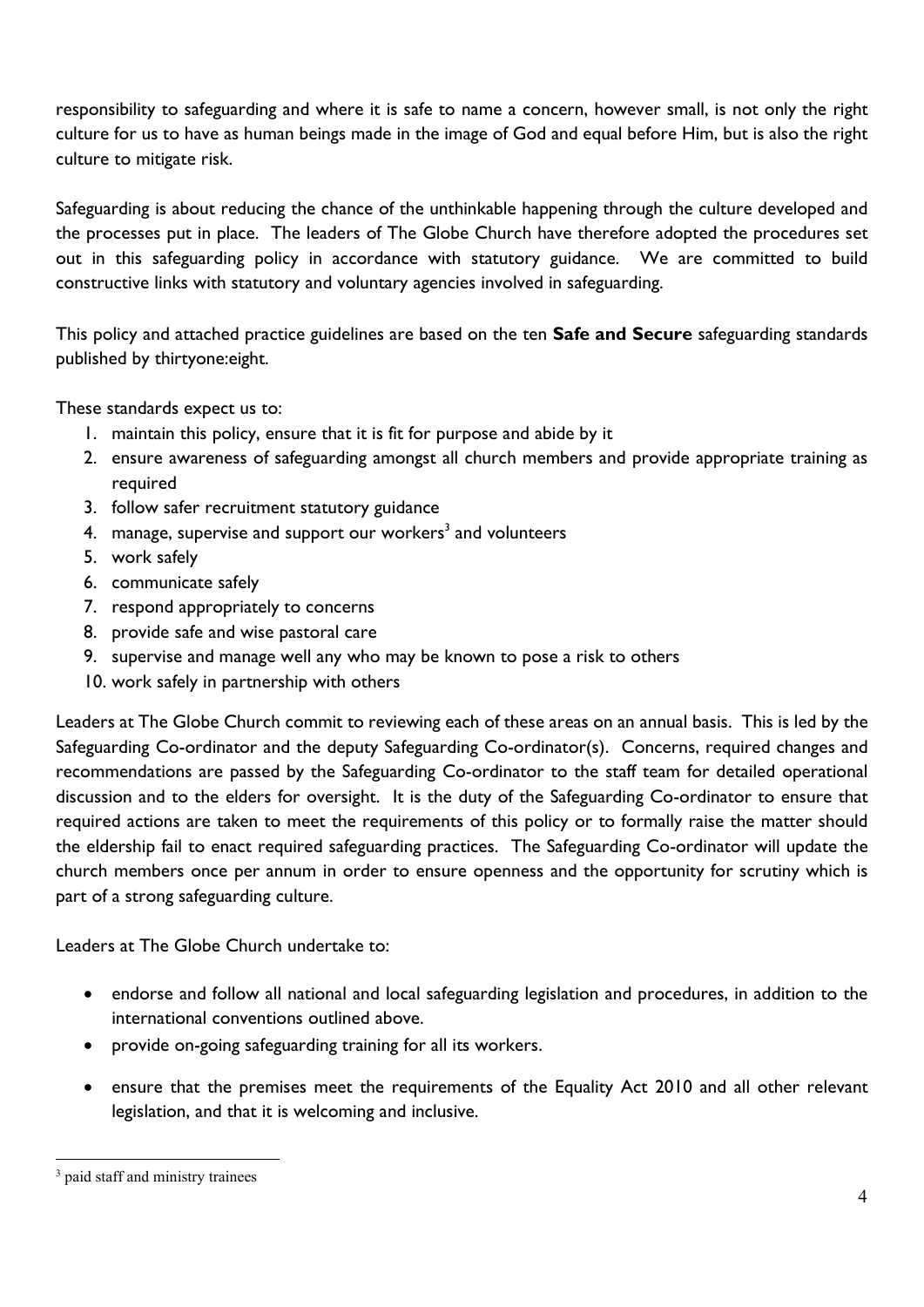responsibility to safeguarding and where it is safe to name a concern, however small, is not only the right culture for us to have as human beings made in the image of God and equal before Him, but is also the right culture to mitigate risk.

Safeguarding is about reducing the chance of the unthinkable happening through the culture developed and the processes put in place. The leaders of The Globe Church have therefore adopted the procedures set out in this safeguarding policy in accordance with statutory guidance. We are committed to build constructive links with statutory and voluntary agencies involved in safeguarding.

This policy and attached practice guidelines are based on the ten **Safe and Secure** safeguarding standards published by thirtyone:eight.

These standards expect us to:

1. maintain this policy, ensure that it is fit for purpose and abide by it
2. ensure awareness of safeguarding amongst all church members and provide appropriate training as required
3. follow safer recruitment statutory guidance
4. manage, supervise and support our workers[3] and volunteers
5. work safely
6. communicate safely
7. respond appropriately to concerns
8. provide safe and wise pastoral care
9. supervise and manage well any who may be known to pose a risk to others
10. work safely in partnership with others

Leaders at The Globe Church commit to reviewing each of these areas on an annual basis. This is led by the Safeguarding Co-ordinator and the deputy Safeguarding Co-ordinator(s). Concerns, required changes and recommendations are passed by the Safeguarding Co-ordinator to the staff team for detailed operational discussion and to the elders for oversight. It is the duty of the Safeguarding Co-ordinator to ensure that required actions are taken to meet the requirements of this policy or to formally raise the matter should the eldership fail to enact required safeguarding practices. The Safeguarding Co-ordinator will update the church members once per annum in order to ensure openness and the opportunity for scrutiny which is part of a strong safeguarding culture.

Leaders at The Globe Church undertake to:

- endorse and follow all national and local safeguarding legislation and procedures, in addition to the international conventions outlined above.
- provide on-going safeguarding training for all its workers.
- ensure that the premises meet the requirements of the Equality Act 2010 and all other relevant legislation, and that it is welcoming and inclusive.

[3] paid staff and ministry trainees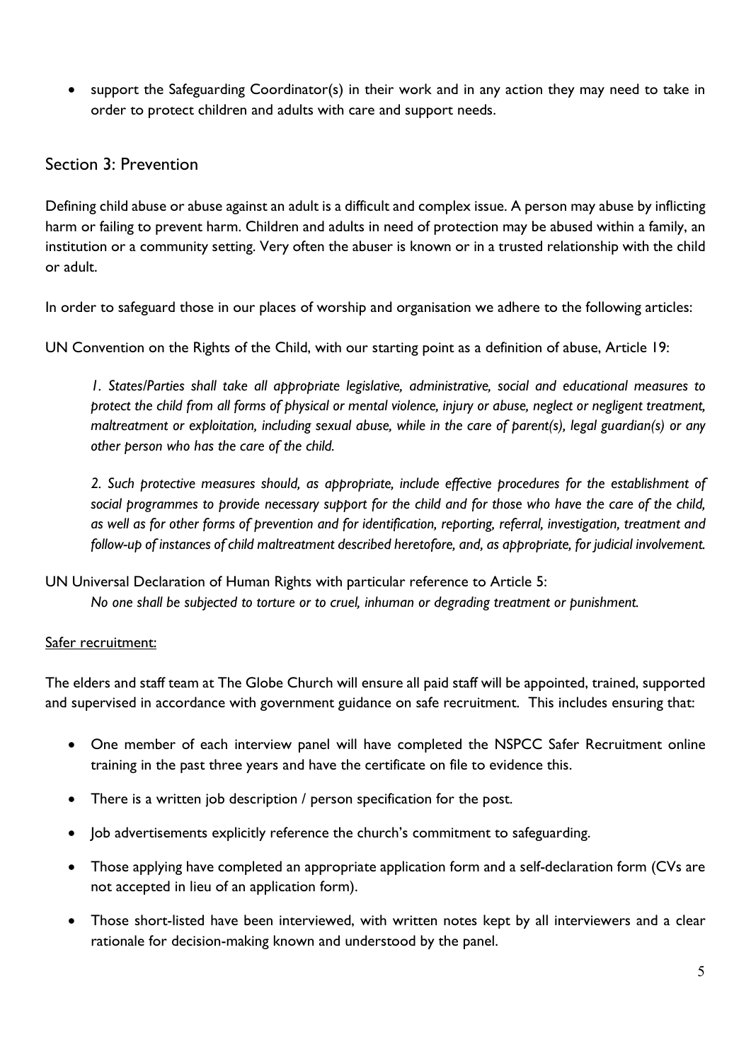- support the Safeguarding Coordinator(s) in their work and in any action they may need to take in order to protect children and adults with care and support needs.

## Section 3: Prevention

Defining child abuse or abuse against an adult is a difficult and complex issue. A person may abuse by inflicting harm or failing to prevent harm. Children and adults in need of protection may be abused within a family, an institution or a community setting. Very often the abuser is known or in a trusted relationship with the child or adult.

In order to safeguard those in our places of worship and organisation we adhere to the following articles:

UN Convention on the Rights of the Child, with our starting point as a definition of abuse, Article 19:

> *1. States/Parties shall take all appropriate legislative, administrative, social and educational measures to protect the child from all forms of physical or mental violence, injury or abuse, neglect or negligent treatment, maltreatment or exploitation, including sexual abuse, while in the care of parent(s), legal guardian(s) or any other person who has the care of the child.*
>
> *2. Such protective measures should, as appropriate, include effective procedures for the establishment of social programmes to provide necessary support for the child and for those who have the care of the child, as well as for other forms of prevention and for identification, reporting, referral, investigation, treatment and follow-up of instances of child maltreatment described heretofore, and, as appropriate, for judicial involvement.*

UN Universal Declaration of Human Rights with particular reference to Article 5:

> *No one shall be subjected to torture or to cruel, inhuman or degrading treatment or punishment.*

<u>Safer recruitment:</u>

The elders and staff team at The Globe Church will ensure all paid staff will be appointed, trained, supported and supervised in accordance with government guidance on safe recruitment. This includes ensuring that:

- One member of each interview panel will have completed the NSPCC Safer Recruitment online training in the past three years and have the certificate on file to evidence this.
- There is a written job description / person specification for the post.
- Job advertisements explicitly reference the church's commitment to safeguarding.
- Those applying have completed an appropriate application form and a self-declaration form (CVs are not accepted in lieu of an application form).
- Those short-listed have been interviewed, with written notes kept by all interviewers and a clear rationale for decision-making known and understood by the panel.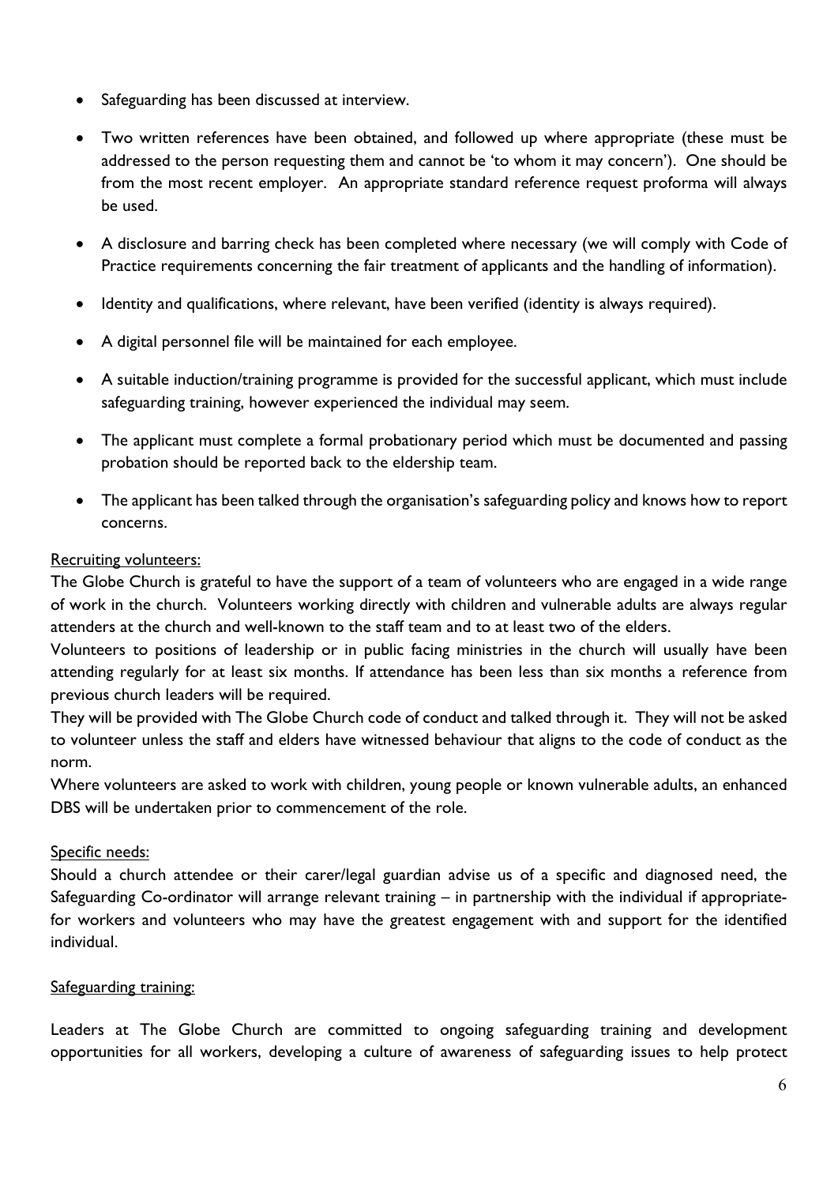- Safeguarding has been discussed at interview.
- Two written references have been obtained, and followed up where appropriate (these must be addressed to the person requesting them and cannot be 'to whom it may concern'). One should be from the most recent employer. An appropriate standard reference request proforma will always be used.
- A disclosure and barring check has been completed where necessary (we will comply with Code of Practice requirements concerning the fair treatment of applicants and the handling of information).
- Identity and qualifications, where relevant, have been verified (identity is always required).
- A digital personnel file will be maintained for each employee.
- A suitable induction/training programme is provided for the successful applicant, which must include safeguarding training, however experienced the individual may seem.
- The applicant must complete a formal probationary period which must be documented and passing probation should be reported back to the eldership team.
- The applicant has been talked through the organisation's safeguarding policy and knows how to report concerns.

<u>Recruiting volunteers:</u>

The Globe Church is grateful to have the support of a team of volunteers who are engaged in a wide range of work in the church. Volunteers working directly with children and vulnerable adults are always regular attenders at the church and well-known to the staff team and to at least two of the elders.

Volunteers to positions of leadership or in public facing ministries in the church will usually have been attending regularly for at least six months. If attendance has been less than six months a reference from previous church leaders will be required.

They will be provided with The Globe Church code of conduct and talked through it. They will not be asked to volunteer unless the staff and elders have witnessed behaviour that aligns to the code of conduct as the norm.

Where volunteers are asked to work with children, young people or known vulnerable adults, an enhanced DBS will be undertaken prior to commencement of the role.

<u>Specific needs:</u>

Should a church attendee or their carer/legal guardian advise us of a specific and diagnosed need, the Safeguarding Co-ordinator will arrange relevant training – in partnership with the individual if appropriate- for workers and volunteers who may have the greatest engagement with and support for the identified individual.

<u>Safeguarding training:</u>

Leaders at The Globe Church are committed to ongoing safeguarding training and development opportunities for all workers, developing a culture of awareness of safeguarding issues to help protect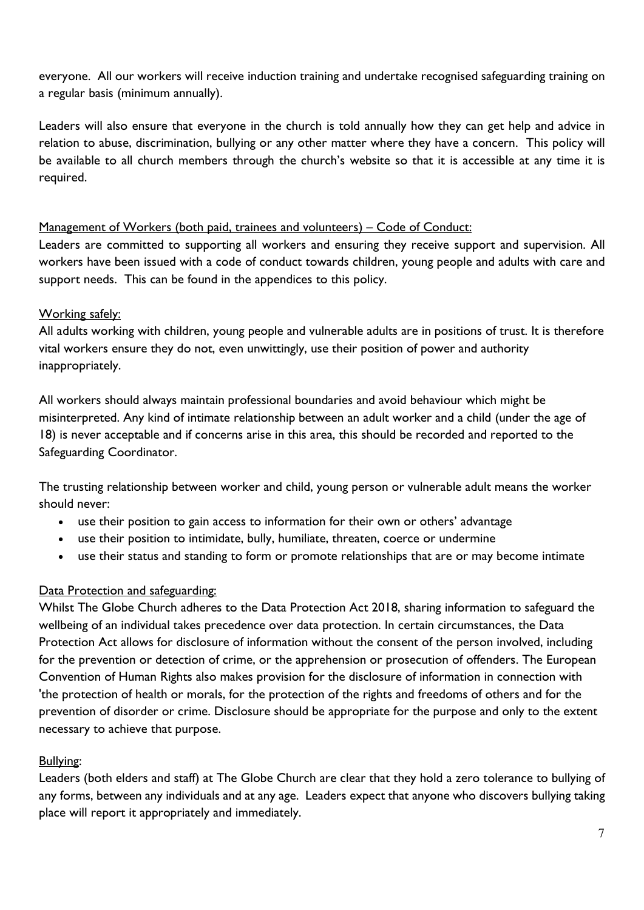everyone. All our workers will receive induction training and undertake recognised safeguarding training on a regular basis (minimum annually).

Leaders will also ensure that everyone in the church is told annually how they can get help and advice in relation to abuse, discrimination, bullying or any other matter where they have a concern. This policy will be available to all church members through the church's website so that it is accessible at any time it is required.

Management of Workers (both paid, trainees and volunteers) – Code of Conduct:

Leaders are committed to supporting all workers and ensuring they receive support and supervision. All workers have been issued with a code of conduct towards children, young people and adults with care and support needs. This can be found in the appendices to this policy.

Working safely:

All adults working with children, young people and vulnerable adults are in positions of trust. It is therefore vital workers ensure they do not, even unwittingly, use their position of power and authority inappropriately.

All workers should always maintain professional boundaries and avoid behaviour which might be misinterpreted. Any kind of intimate relationship between an adult worker and a child (under the age of 18) is never acceptable and if concerns arise in this area, this should be recorded and reported to the Safeguarding Coordinator.

The trusting relationship between worker and child, young person or vulnerable adult means the worker should never:

- use their position to gain access to information for their own or others' advantage
- use their position to intimidate, bully, humiliate, threaten, coerce or undermine
- use their status and standing to form or promote relationships that are or may become intimate

Data Protection and safeguarding:

Whilst The Globe Church adheres to the Data Protection Act 2018, sharing information to safeguard the wellbeing of an individual takes precedence over data protection. In certain circumstances, the Data Protection Act allows for disclosure of information without the consent of the person involved, including for the prevention or detection of crime, or the apprehension or prosecution of offenders. The European Convention of Human Rights also makes provision for the disclosure of information in connection with 'the protection of health or morals, for the protection of the rights and freedoms of others and for the prevention of disorder or crime. Disclosure should be appropriate for the purpose and only to the extent necessary to achieve that purpose.

Bullying:

Leaders (both elders and staff) at The Globe Church are clear that they hold a zero tolerance to bullying of any forms, between any individuals and at any age. Leaders expect that anyone who discovers bullying taking place will report it appropriately and immediately.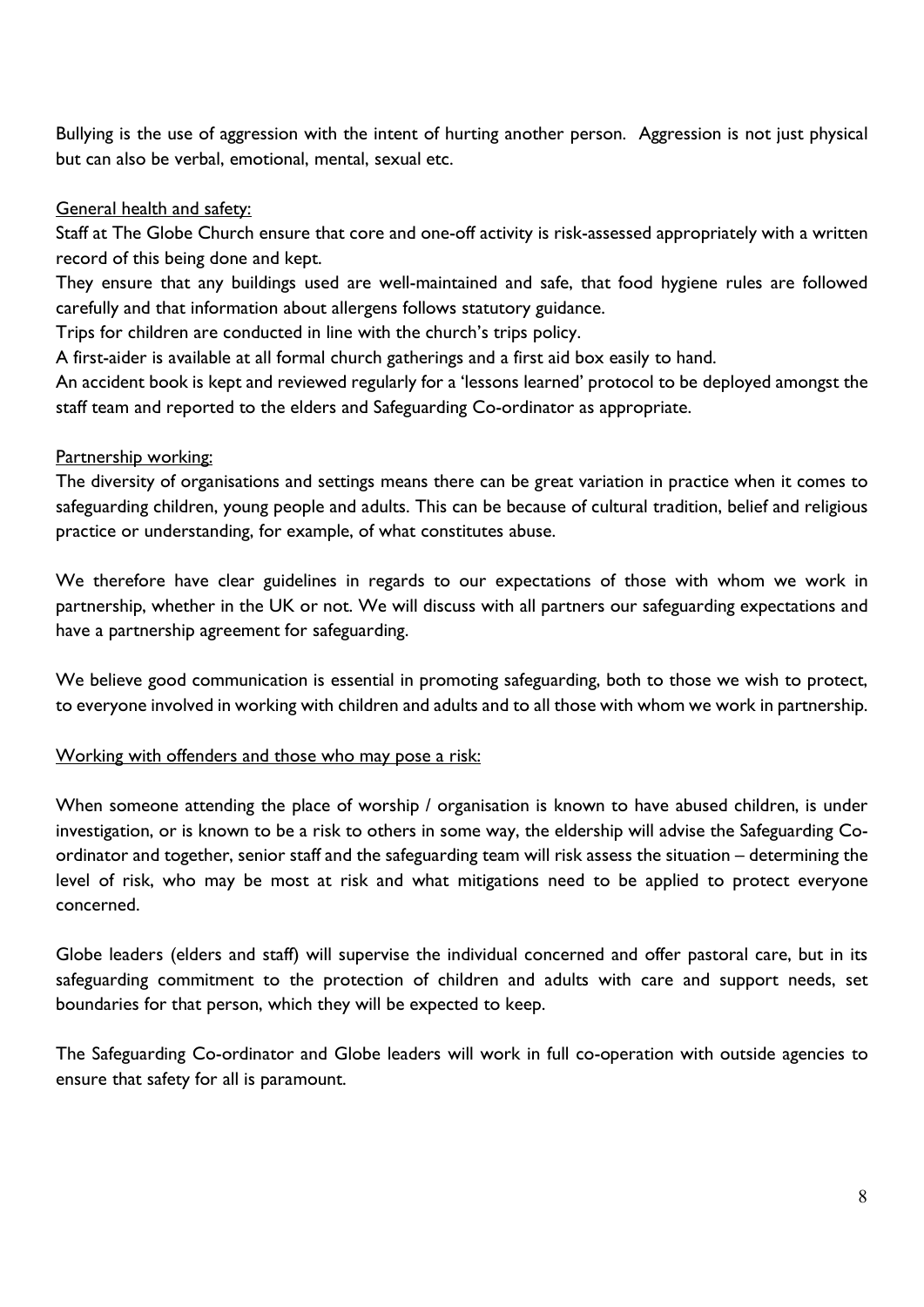Bullying is the use of aggression with the intent of hurting another person. Aggression is not just physical but can also be verbal, emotional, mental, sexual etc.

<u>General health and safety:</u>

Staff at The Globe Church ensure that core and one-off activity is risk-assessed appropriately with a written record of this being done and kept.

They ensure that any buildings used are well-maintained and safe, that food hygiene rules are followed carefully and that information about allergens follows statutory guidance.

Trips for children are conducted in line with the church's trips policy.

A first-aider is available at all formal church gatherings and a first aid box easily to hand.

An accident book is kept and reviewed regularly for a 'lessons learned' protocol to be deployed amongst the staff team and reported to the elders and Safeguarding Co-ordinator as appropriate.

<u>Partnership working:</u>

The diversity of organisations and settings means there can be great variation in practice when it comes to safeguarding children, young people and adults. This can be because of cultural tradition, belief and religious practice or understanding, for example, of what constitutes abuse.

We therefore have clear guidelines in regards to our expectations of those with whom we work in partnership, whether in the UK or not. We will discuss with all partners our safeguarding expectations and have a partnership agreement for safeguarding.

We believe good communication is essential in promoting safeguarding, both to those we wish to protect, to everyone involved in working with children and adults and to all those with whom we work in partnership.

<u>Working with offenders and those who may pose a risk:</u>

When someone attending the place of worship / organisation is known to have abused children, is under investigation, or is known to be a risk to others in some way, the eldership will advise the Safeguarding Co-ordinator and together, senior staff and the safeguarding team will risk assess the situation – determining the level of risk, who may be most at risk and what mitigations need to be applied to protect everyone concerned.

Globe leaders (elders and staff) will supervise the individual concerned and offer pastoral care, but in its safeguarding commitment to the protection of children and adults with care and support needs, set boundaries for that person, which they will be expected to keep.

The Safeguarding Co-ordinator and Globe leaders will work in full co-operation with outside agencies to ensure that safety for all is paramount.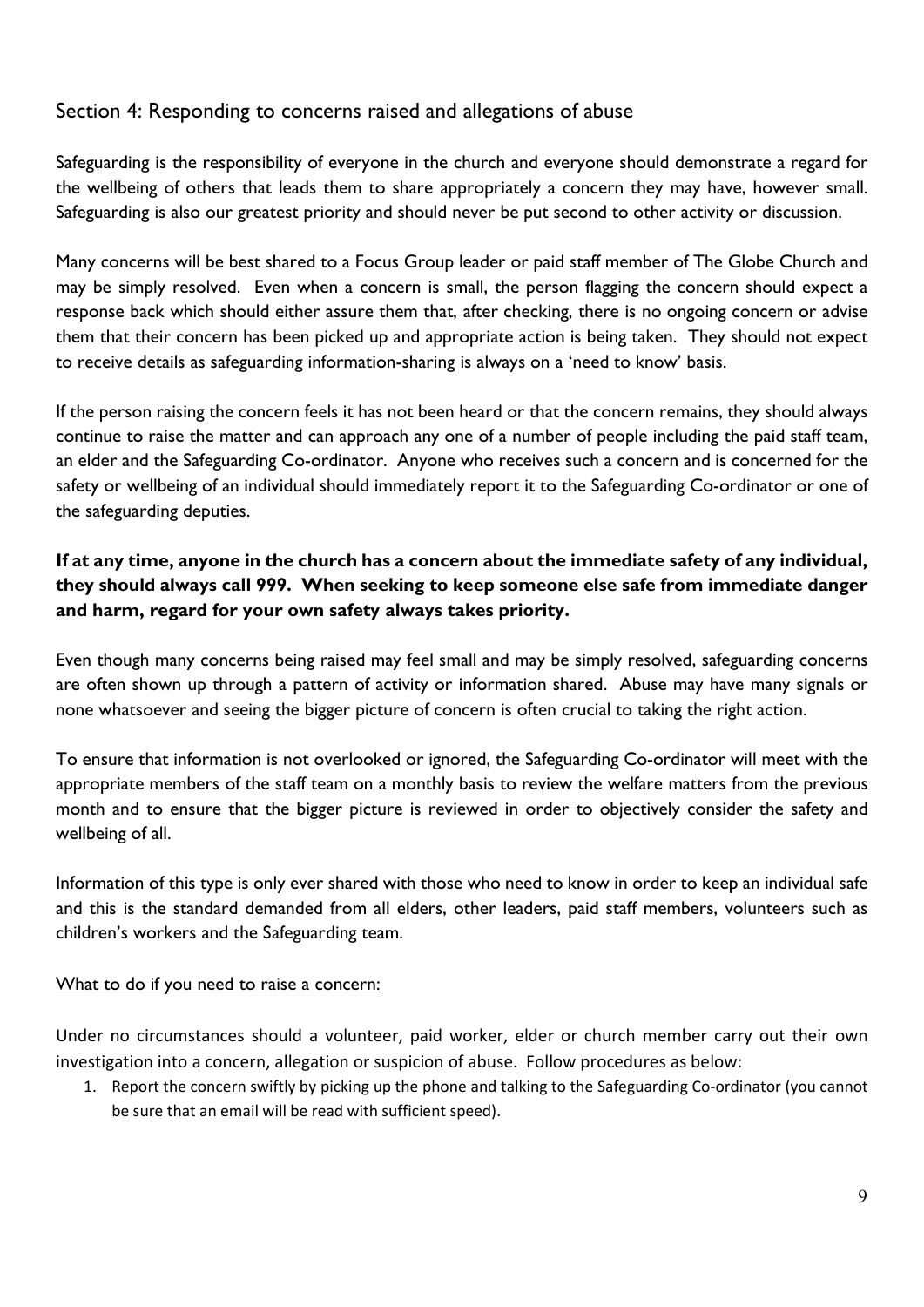## Section 4: Responding to concerns raised and allegations of abuse

Safeguarding is the responsibility of everyone in the church and everyone should demonstrate a regard for the wellbeing of others that leads them to share appropriately a concern they may have, however small. Safeguarding is also our greatest priority and should never be put second to other activity or discussion.

Many concerns will be best shared to a Focus Group leader or paid staff member of The Globe Church and may be simply resolved. Even when a concern is small, the person flagging the concern should expect a response back which should either assure them that, after checking, there is no ongoing concern or advise them that their concern has been picked up and appropriate action is being taken. They should not expect to receive details as safeguarding information-sharing is always on a 'need to know' basis.

If the person raising the concern feels it has not been heard or that the concern remains, they should always continue to raise the matter and can approach any one of a number of people including the paid staff team, an elder and the Safeguarding Co-ordinator. Anyone who receives such a concern and is concerned for the safety or wellbeing of an individual should immediately report it to the Safeguarding Co-ordinator or one of the safeguarding deputies.

**If at any time, anyone in the church has a concern about the immediate safety of any individual, they should always call 999. When seeking to keep someone else safe from immediate danger and harm, regard for your own safety always takes priority.**

Even though many concerns being raised may feel small and may be simply resolved, safeguarding concerns are often shown up through a pattern of activity or information shared. Abuse may have many signals or none whatsoever and seeing the bigger picture of concern is often crucial to taking the right action.

To ensure that information is not overlooked or ignored, the Safeguarding Co-ordinator will meet with the appropriate members of the staff team on a monthly basis to review the welfare matters from the previous month and to ensure that the bigger picture is reviewed in order to objectively consider the safety and wellbeing of all.

Information of this type is only ever shared with those who need to know in order to keep an individual safe and this is the standard demanded from all elders, other leaders, paid staff members, volunteers such as children's workers and the Safeguarding team.

<u>What to do if you need to raise a concern:</u>

Under no circumstances should a volunteer, paid worker, elder or church member carry out their own investigation into a concern, allegation or suspicion of abuse. Follow procedures as below:

1. Report the concern swiftly by picking up the phone and talking to the Safeguarding Co-ordinator (you cannot be sure that an email will be read with sufficient speed).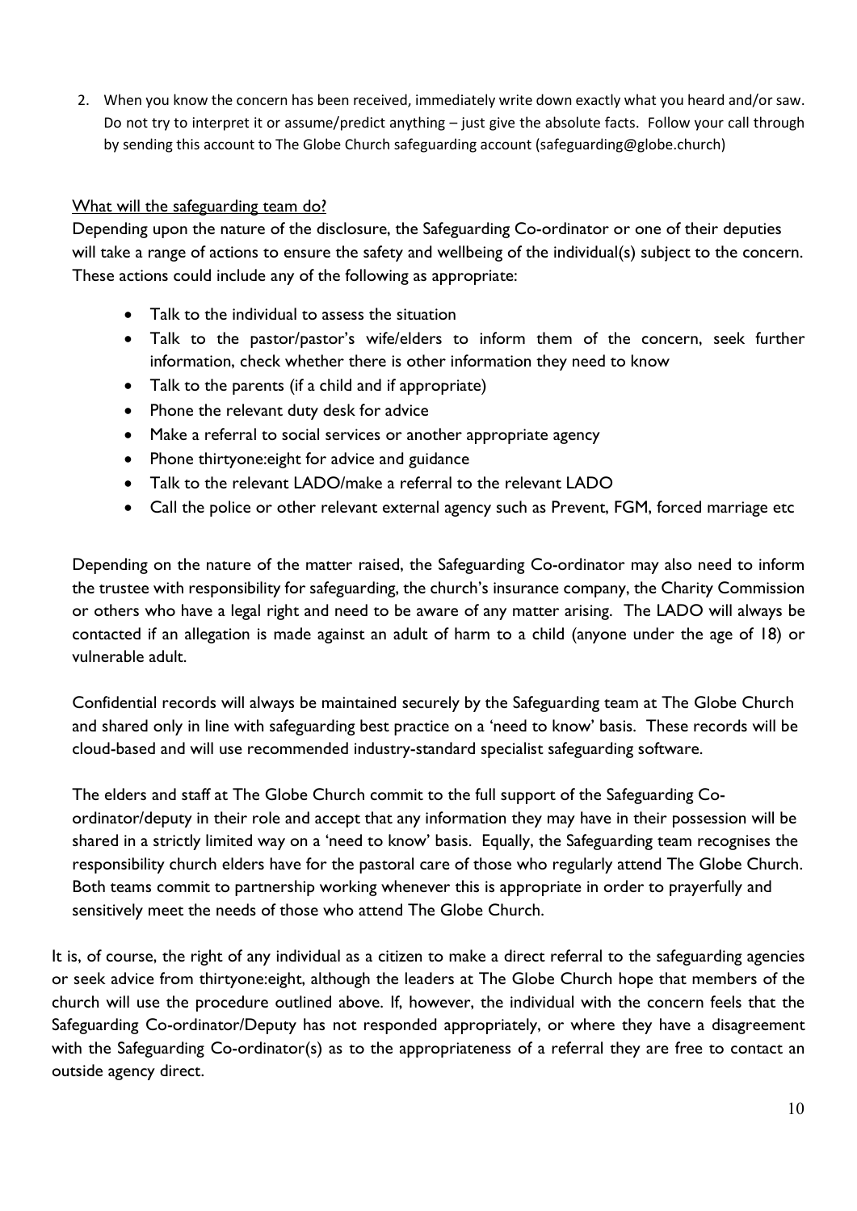2. When you know the concern has been received, immediately write down exactly what you heard and/or saw. Do not try to interpret it or assume/predict anything – just give the absolute facts. Follow your call through by sending this account to The Globe Church safeguarding account (safeguarding@globe.church)

<u>What will the safeguarding team do?</u>

Depending upon the nature of the disclosure, the Safeguarding Co-ordinator or one of their deputies will take a range of actions to ensure the safety and wellbeing of the individual(s) subject to the concern. These actions could include any of the following as appropriate:

- Talk to the individual to assess the situation
- Talk to the pastor/pastor's wife/elders to inform them of the concern, seek further information, check whether there is other information they need to know
- Talk to the parents (if a child and if appropriate)
- Phone the relevant duty desk for advice
- Make a referral to social services or another appropriate agency
- Phone thirtyone:eight for advice and guidance
- Talk to the relevant LADO/make a referral to the relevant LADO
- Call the police or other relevant external agency such as Prevent, FGM, forced marriage etc

Depending on the nature of the matter raised, the Safeguarding Co-ordinator may also need to inform the trustee with responsibility for safeguarding, the church's insurance company, the Charity Commission or others who have a legal right and need to be aware of any matter arising. The LADO will always be contacted if an allegation is made against an adult of harm to a child (anyone under the age of 18) or vulnerable adult.

Confidential records will always be maintained securely by the Safeguarding team at The Globe Church and shared only in line with safeguarding best practice on a 'need to know' basis. These records will be cloud-based and will use recommended industry-standard specialist safeguarding software.

The elders and staff at The Globe Church commit to the full support of the Safeguarding Co-ordinator/deputy in their role and accept that any information they may have in their possession will be shared in a strictly limited way on a 'need to know' basis. Equally, the Safeguarding team recognises the responsibility church elders have for the pastoral care of those who regularly attend The Globe Church. Both teams commit to partnership working whenever this is appropriate in order to prayerfully and sensitively meet the needs of those who attend The Globe Church.

It is, of course, the right of any individual as a citizen to make a direct referral to the safeguarding agencies or seek advice from thirtyone:eight, although the leaders at The Globe Church hope that members of the church will use the procedure outlined above. If, however, the individual with the concern feels that the Safeguarding Co-ordinator/Deputy has not responded appropriately, or where they have a disagreement with the Safeguarding Co-ordinator(s) as to the appropriateness of a referral they are free to contact an outside agency direct.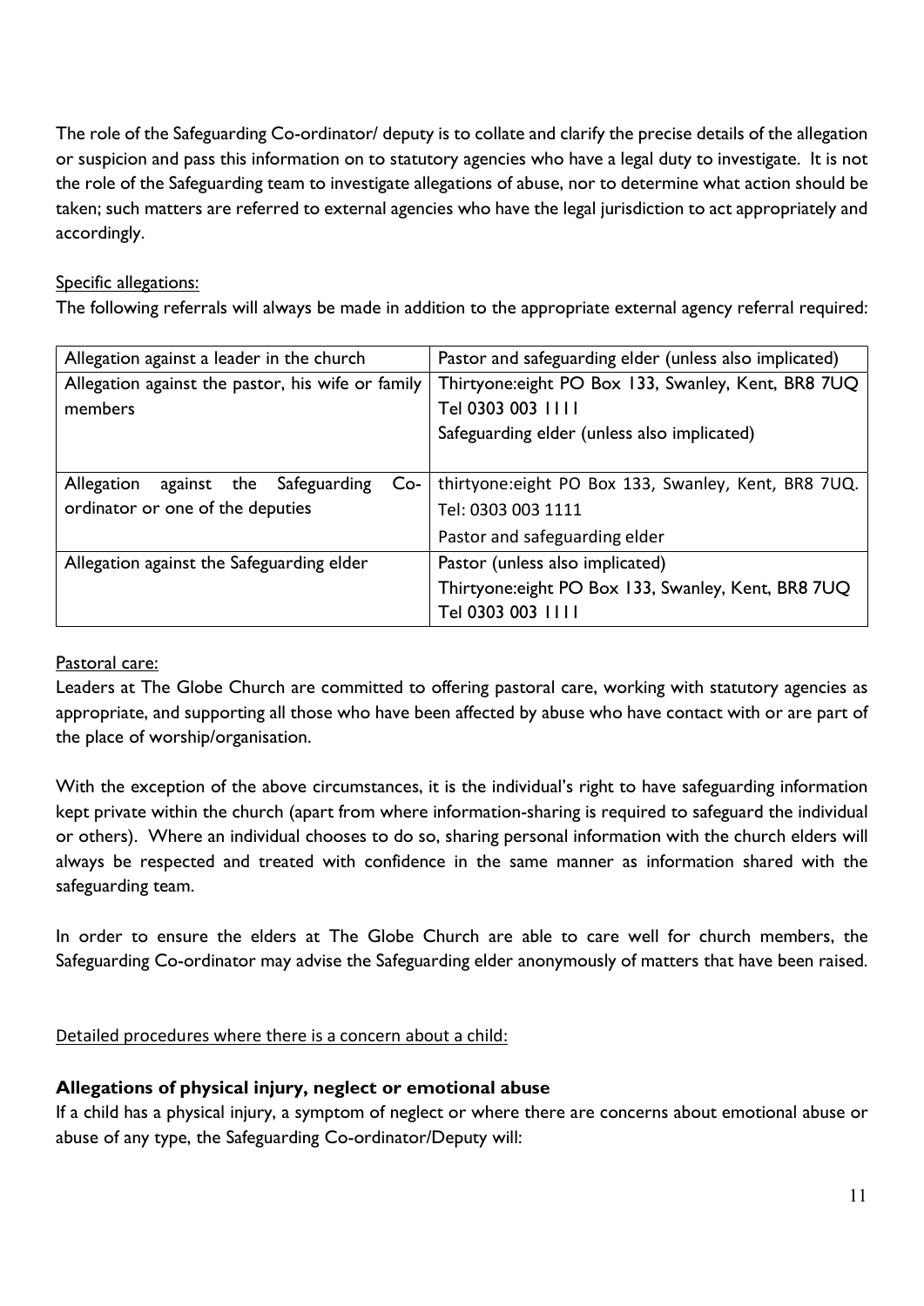The role of the Safeguarding Co-ordinator/ deputy is to collate and clarify the precise details of the allegation or suspicion and pass this information on to statutory agencies who have a legal duty to investigate. It is not the role of the Safeguarding team to investigate allegations of abuse, nor to determine what action should be taken; such matters are referred to external agencies who have the legal jurisdiction to act appropriately and accordingly.

Specific allegations:

The following referrals will always be made in addition to the appropriate external agency referral required:

| Allegation against a leader in the church | Pastor and safeguarding elder (unless also implicated) |
|---|---|
| Allegation against the pastor, his wife or family members | Thirtyone:eight PO Box 133, Swanley, Kent, BR8 7UQ<br>Tel 0303 003 1111<br>Safeguarding elder (unless also implicated) |
| Allegation against the Safeguarding Co-ordinator or one of the deputies | thirtyone:eight PO Box 133, Swanley, Kent, BR8 7UQ.<br>Tel: 0303 003 1111<br>Pastor and safeguarding elder |
| Allegation against the Safeguarding elder | Pastor (unless also implicated)<br>Thirtyone:eight PO Box 133, Swanley, Kent, BR8 7UQ<br>Tel 0303 003 1111 |

Pastoral care:

Leaders at The Globe Church are committed to offering pastoral care, working with statutory agencies as appropriate, and supporting all those who have been affected by abuse who have contact with or are part of the place of worship/organisation.

With the exception of the above circumstances, it is the individual's right to have safeguarding information kept private within the church (apart from where information-sharing is required to safeguard the individual or others). Where an individual chooses to do so, sharing personal information with the church elders will always be respected and treated with confidence in the same manner as information shared with the safeguarding team.

In order to ensure the elders at The Globe Church are able to care well for church members, the Safeguarding Co-ordinator may advise the Safeguarding elder anonymously of matters that have been raised.

Detailed procedures where there is a concern about a child:

**Allegations of physical injury, neglect or emotional abuse**

If a child has a physical injury, a symptom of neglect or where there are concerns about emotional abuse or abuse of any type, the Safeguarding Co-ordinator/Deputy will: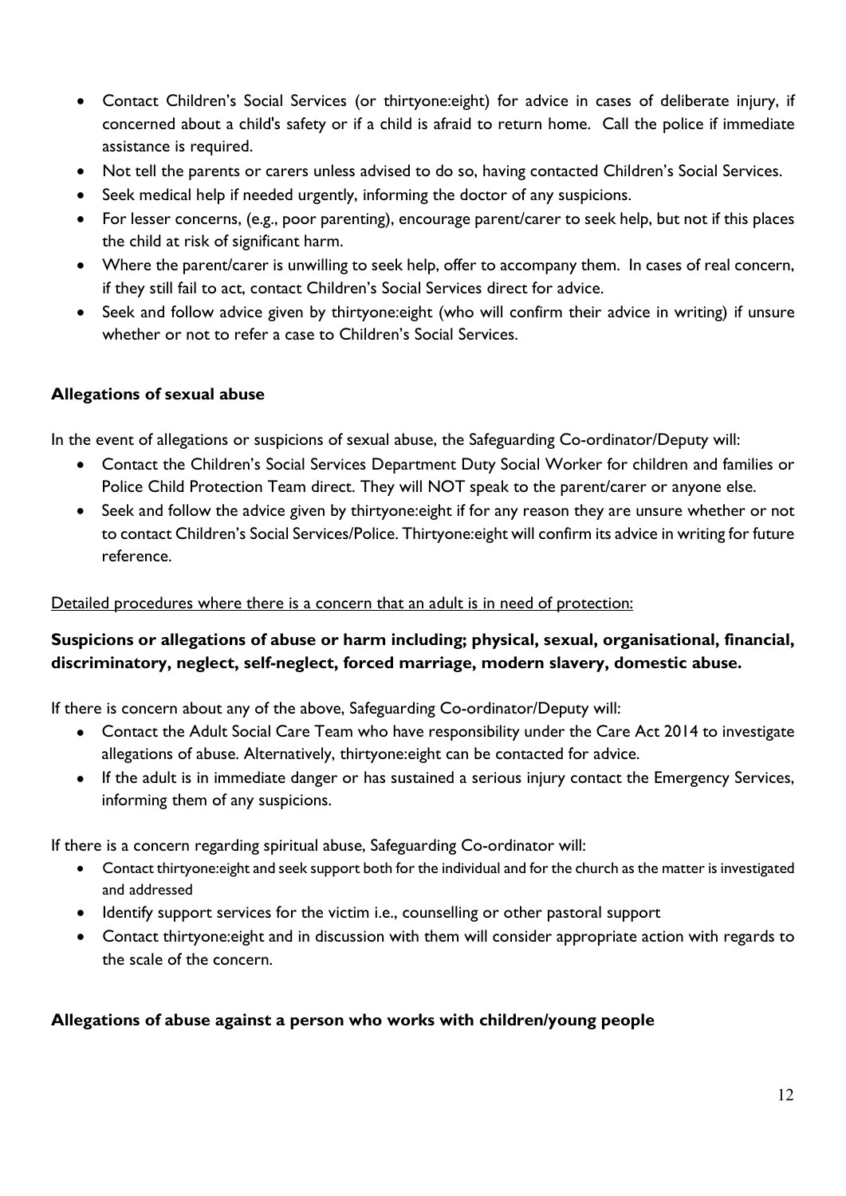- Contact Children's Social Services (or thirtyone:eight) for advice in cases of deliberate injury, if concerned about a child's safety or if a child is afraid to return home. Call the police if immediate assistance is required.
- Not tell the parents or carers unless advised to do so, having contacted Children's Social Services.
- Seek medical help if needed urgently, informing the doctor of any suspicions.
- For lesser concerns, (e.g., poor parenting), encourage parent/carer to seek help, but not if this places the child at risk of significant harm.
- Where the parent/carer is unwilling to seek help, offer to accompany them. In cases of real concern, if they still fail to act, contact Children's Social Services direct for advice.
- Seek and follow advice given by thirtyone:eight (who will confirm their advice in writing) if unsure whether or not to refer a case to Children's Social Services.

**Allegations of sexual abuse**

In the event of allegations or suspicions of sexual abuse, the Safeguarding Co-ordinator/Deputy will:

- Contact the Children's Social Services Department Duty Social Worker for children and families or Police Child Protection Team direct. They will NOT speak to the parent/carer or anyone else.
- Seek and follow the advice given by thirtyone:eight if for any reason they are unsure whether or not to contact Children's Social Services/Police. Thirtyone:eight will confirm its advice in writing for future reference.

<u>Detailed procedures where there is a concern that an adult is in need of protection:</u>

**Suspicions or allegations of abuse or harm including; physical, sexual, organisational, financial, discriminatory, neglect, self-neglect, forced marriage, modern slavery, domestic abuse.**

If there is concern about any of the above, Safeguarding Co-ordinator/Deputy will:

- Contact the Adult Social Care Team who have responsibility under the Care Act 2014 to investigate allegations of abuse. Alternatively, thirtyone:eight can be contacted for advice.
- If the adult is in immediate danger or has sustained a serious injury contact the Emergency Services, informing them of any suspicions.

If there is a concern regarding spiritual abuse, Safeguarding Co-ordinator will:

- Contact thirtyone:eight and seek support both for the individual and for the church as the matter is investigated and addressed
- Identify support services for the victim i.e., counselling or other pastoral support
- Contact thirtyone:eight and in discussion with them will consider appropriate action with regards to the scale of the concern.

**Allegations of abuse against a person who works with children/young people**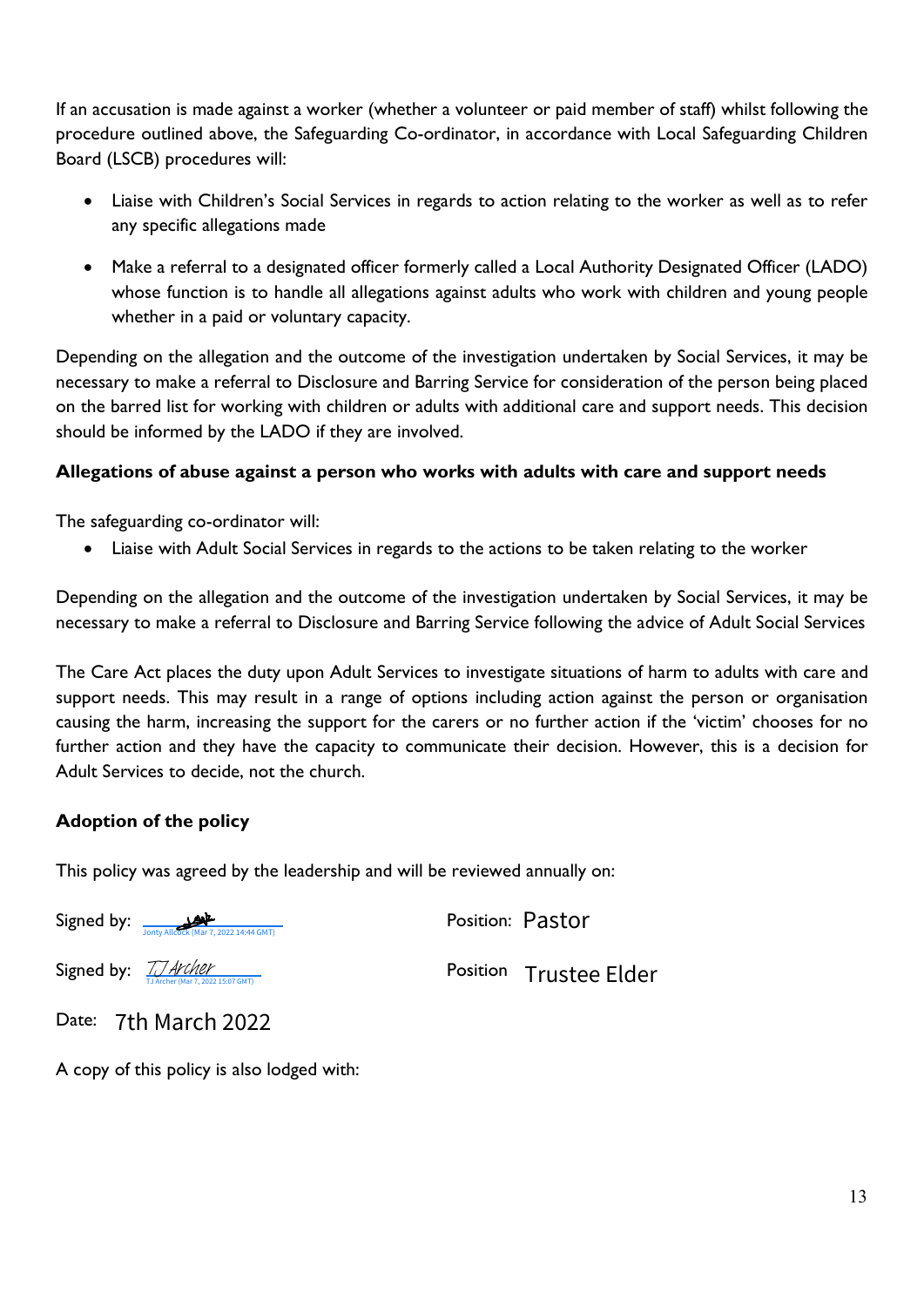If an accusation is made against a worker (whether a volunteer or paid member of staff) whilst following the procedure outlined above, the Safeguarding Co-ordinator, in accordance with Local Safeguarding Children Board (LSCB) procedures will:

- Liaise with Children's Social Services in regards to action relating to the worker as well as to refer any specific allegations made
- Make a referral to a designated officer formerly called a Local Authority Designated Officer (LADO) whose function is to handle all allegations against adults who work with children and young people whether in a paid or voluntary capacity.

Depending on the allegation and the outcome of the investigation undertaken by Social Services, it may be necessary to make a referral to Disclosure and Barring Service for consideration of the person being placed on the barred list for working with children or adults with additional care and support needs. This decision should be informed by the LADO if they are involved.

**Allegations of abuse against a person who works with adults with care and support needs**

The safeguarding co-ordinator will:

- Liaise with Adult Social Services in regards to the actions to be taken relating to the worker

Depending on the allegation and the outcome of the investigation undertaken by Social Services, it may be necessary to make a referral to Disclosure and Barring Service following the advice of Adult Social Services

The Care Act places the duty upon Adult Services to investigate situations of harm to adults with care and support needs. This may result in a range of options including action against the person or organisation causing the harm, increasing the support for the carers or no further action if the 'victim' chooses for no further action and they have the capacity to communicate their decision. However, this is a decision for Adult Services to decide, not the church.

**Adoption of the policy**

This policy was agreed by the leadership and will be reviewed annually on:

Signed by: Jonty Allcock (Mar 7, 2022 14:44 GMT) Position: Pastor

Signed by: TJ Archer (Mar 7, 2022 15:07 GMT) Position Trustee Elder

Date: 7th March 2022

A copy of this policy is also lodged with: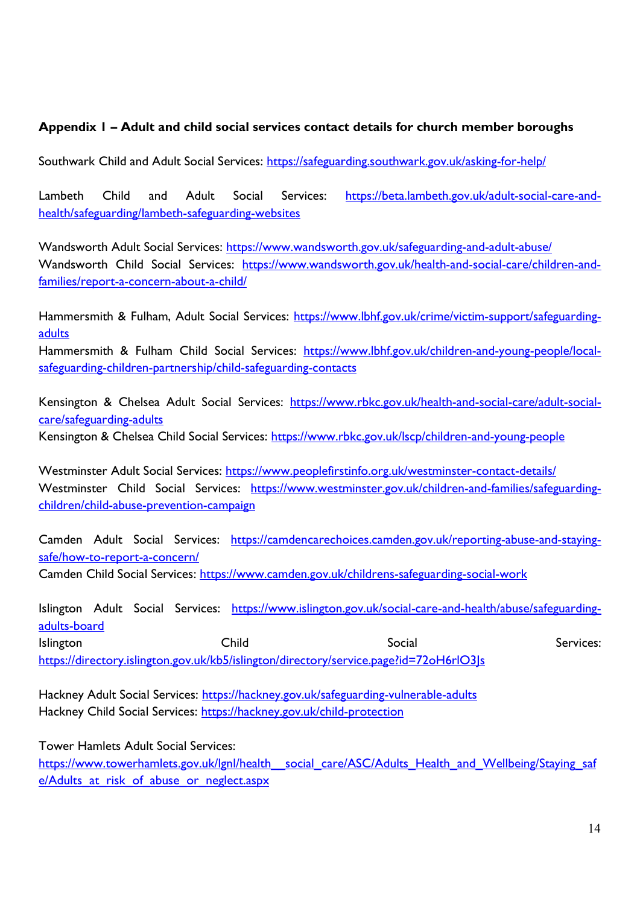**Appendix I – Adult and child social services contact details for church member boroughs**

Southwark Child and Adult Social Services: https://safeguarding.southwark.gov.uk/asking-for-help/

Lambeth Child and Adult Social Services: https://beta.lambeth.gov.uk/adult-social-care-and-health/safeguarding/lambeth-safeguarding-websites

Wandsworth Adult Social Services: https://www.wandsworth.gov.uk/safeguarding-and-adult-abuse/
Wandsworth Child Social Services: https://www.wandsworth.gov.uk/health-and-social-care/children-and-families/report-a-concern-about-a-child/

Hammersmith & Fulham, Adult Social Services: https://www.lbhf.gov.uk/crime/victim-support/safeguarding-adults
Hammersmith & Fulham Child Social Services: https://www.lbhf.gov.uk/children-and-young-people/local-safeguarding-children-partnership/child-safeguarding-contacts

Kensington & Chelsea Adult Social Services: https://www.rbkc.gov.uk/health-and-social-care/adult-social-care/safeguarding-adults
Kensington & Chelsea Child Social Services: https://www.rbkc.gov.uk/lscp/children-and-young-people

Westminster Adult Social Services: https://www.peoplefirstinfo.org.uk/westminster-contact-details/
Westminster Child Social Services: https://www.westminster.gov.uk/children-and-families/safeguarding-children/child-abuse-prevention-campaign

Camden Adult Social Services: https://camdencarechoices.camden.gov.uk/reporting-abuse-and-staying-safe/how-to-report-a-concern/
Camden Child Social Services: https://www.camden.gov.uk/childrens-safeguarding-social-work

Islington Adult Social Services: https://www.islington.gov.uk/social-care-and-health/abuse/safeguarding-adults-board
Islington Child Social Services: https://directory.islington.gov.uk/kb5/islington/directory/service.page?id=72oH6rIO3Js

Hackney Adult Social Services: https://hackney.gov.uk/safeguarding-vulnerable-adults
Hackney Child Social Services: https://hackney.gov.uk/child-protection

Tower Hamlets Adult Social Services:
https://www.towerhamlets.gov.uk/lgnl/health__social_care/ASC/Adults_Health_and_Wellbeing/Staying_safe/Adults_at_risk_of_abuse_or_neglect.aspx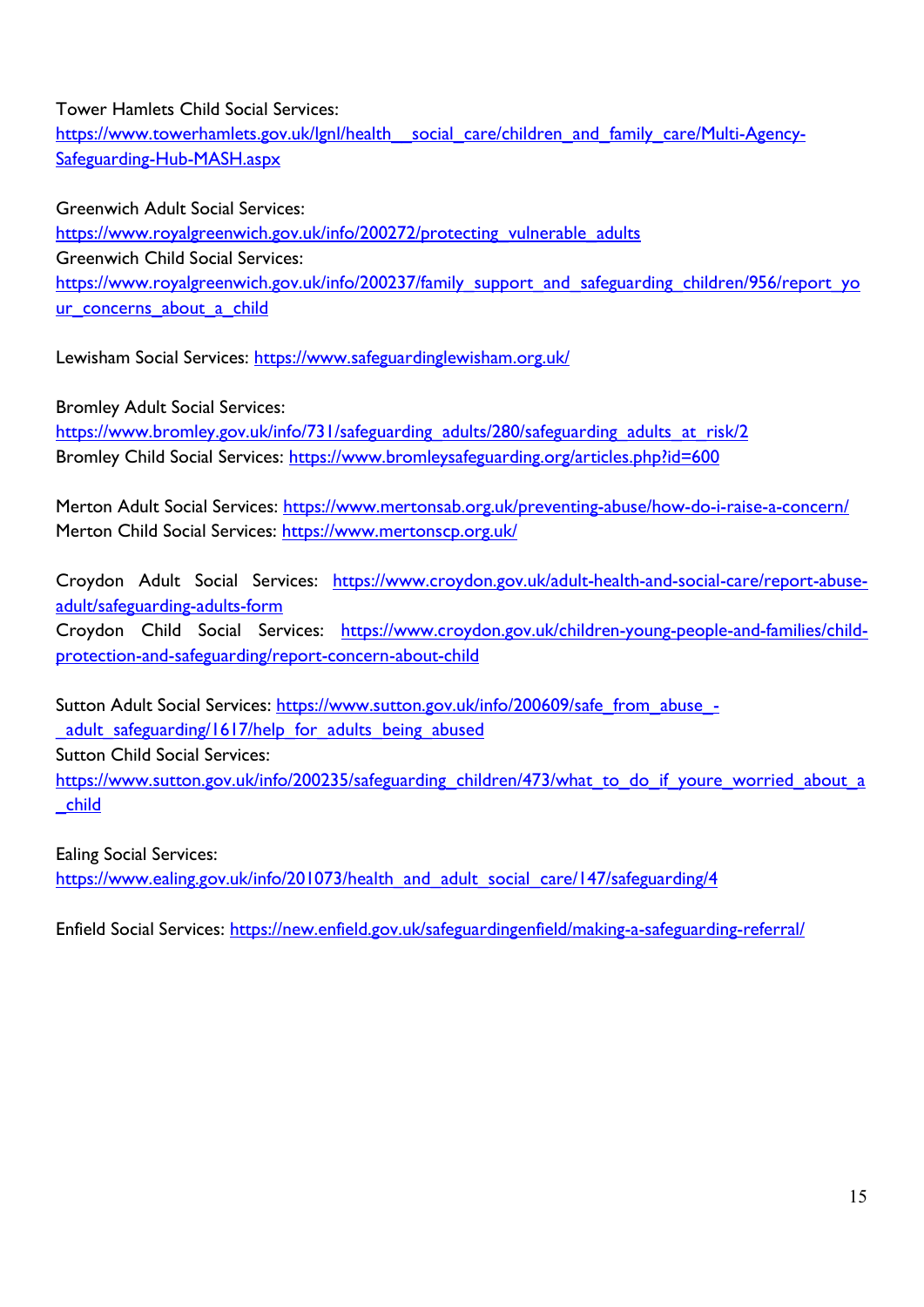Tower Hamlets Child Social Services:
https://www.towerhamlets.gov.uk/lgnl/health__social_care/children_and_family_care/Multi-Agency-Safeguarding-Hub-MASH.aspx

Greenwich Adult Social Services:
https://www.royalgreenwich.gov.uk/info/200272/protecting_vulnerable_adults
Greenwich Child Social Services:
https://www.royalgreenwich.gov.uk/info/200237/family_support_and_safeguarding_children/956/report_your_concerns_about_a_child

Lewisham Social Services: https://www.safeguardinglewisham.org.uk/

Bromley Adult Social Services:
https://www.bromley.gov.uk/info/731/safeguarding_adults/280/safeguarding_adults_at_risk/2
Bromley Child Social Services: https://www.bromleysafeguarding.org/articles.php?id=600

Merton Adult Social Services: https://www.mertonsab.org.uk/preventing-abuse/how-do-i-raise-a-concern/
Merton Child Social Services: https://www.mertonscp.org.uk/

Croydon Adult Social Services: https://www.croydon.gov.uk/adult-health-and-social-care/report-abuse-adult/safeguarding-adults-form
Croydon Child Social Services: https://www.croydon.gov.uk/children-young-people-and-families/child-protection-and-safeguarding/report-concern-about-child

Sutton Adult Social Services: https://www.sutton.gov.uk/info/200609/safe_from_abuse_-_adult_safeguarding/1617/help_for_adults_being_abused
Sutton Child Social Services:
https://www.sutton.gov.uk/info/200235/safeguarding_children/473/what_to_do_if_youre_worried_about_a_child

Ealing Social Services:
https://www.ealing.gov.uk/info/201073/health_and_adult_social_care/147/safeguarding/4

Enfield Social Services: https://new.enfield.gov.uk/safeguardingenfield/making-a-safeguarding-referral/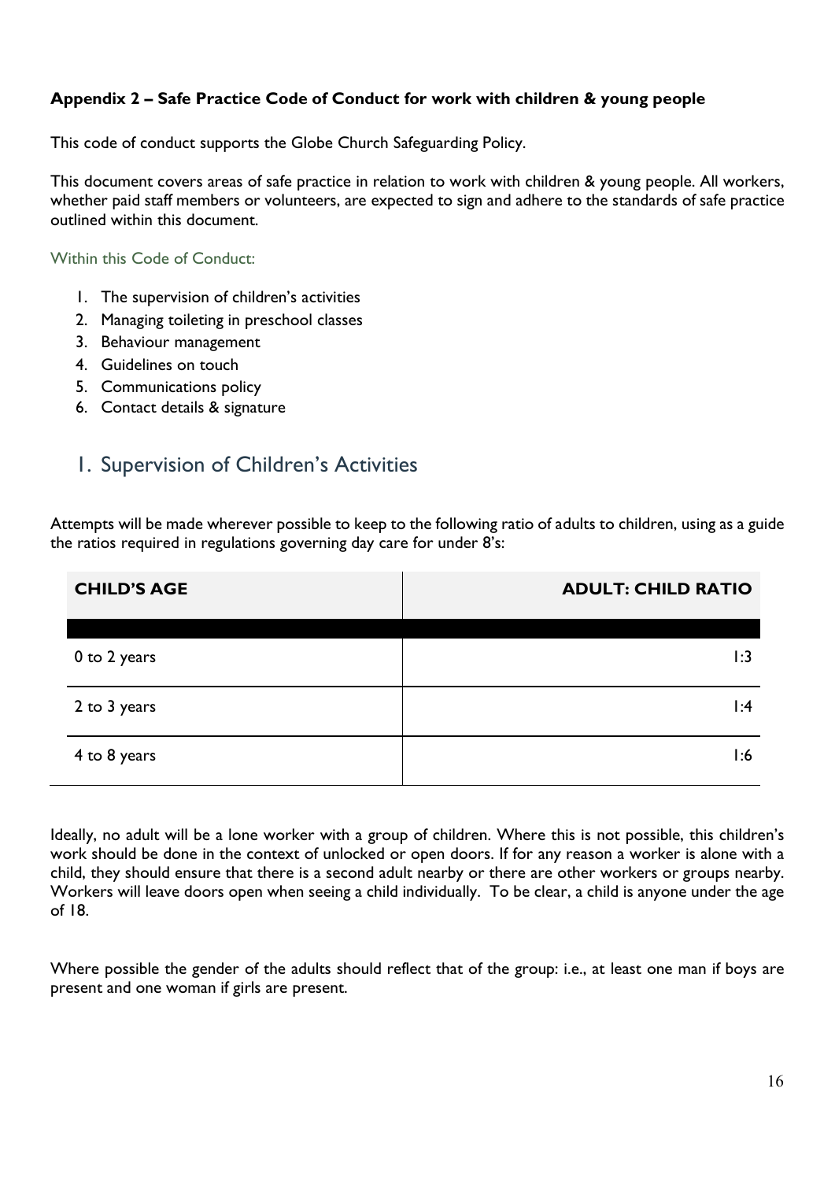**Appendix 2 – Safe Practice Code of Conduct for work with children & young people**

This code of conduct supports the Globe Church Safeguarding Policy.

This document covers areas of safe practice in relation to work with children & young people. All workers, whether paid staff members or volunteers, are expected to sign and adhere to the standards of safe practice outlined within this document.

Within this Code of Conduct:

1. The supervision of children's activities
2. Managing toileting in preschool classes
3. Behaviour management
4. Guidelines on touch
5. Communications policy
6. Contact details & signature

## 1. Supervision of Children's Activities

Attempts will be made wherever possible to keep to the following ratio of adults to children, using as a guide the ratios required in regulations governing day care for under 8's:

| CHILD'S AGE | ADULT: CHILD RATIO |
|---|---|
| 0 to 2 years | 1:3 |
| 2 to 3 years | 1:4 |
| 4 to 8 years | 1:6 |

Ideally, no adult will be a lone worker with a group of children. Where this is not possible, this children's work should be done in the context of unlocked or open doors. If for any reason a worker is alone with a child, they should ensure that there is a second adult nearby or there are other workers or groups nearby. Workers will leave doors open when seeing a child individually. To be clear, a child is anyone under the age of 18.

Where possible the gender of the adults should reflect that of the group: i.e., at least one man if boys are present and one woman if girls are present.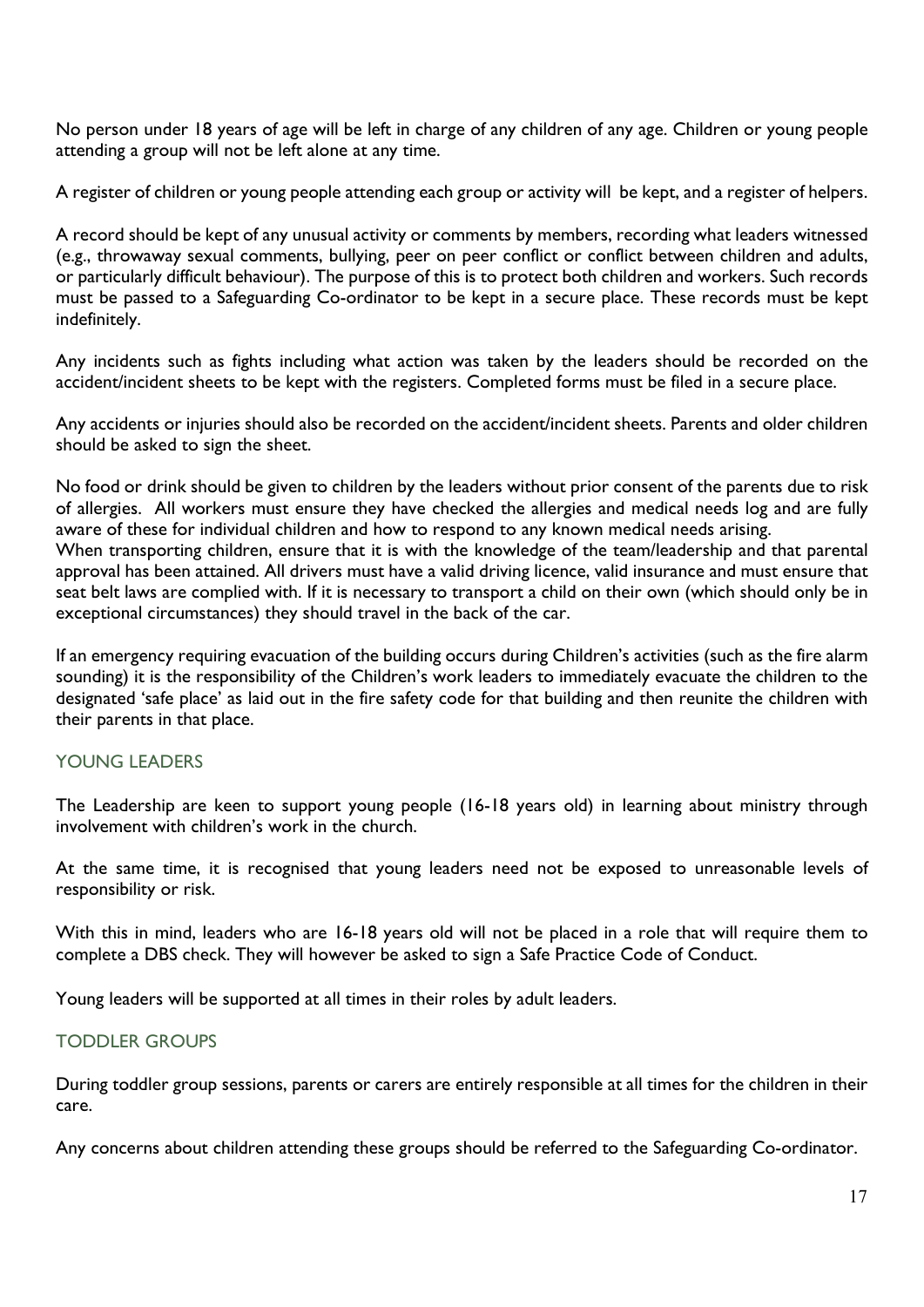No person under 18 years of age will be left in charge of any children of any age. Children or young people attending a group will not be left alone at any time.

A register of children or young people attending each group or activity will be kept, and a register of helpers.

A record should be kept of any unusual activity or comments by members, recording what leaders witnessed (e.g., throwaway sexual comments, bullying, peer on peer conflict or conflict between children and adults, or particularly difficult behaviour). The purpose of this is to protect both children and workers. Such records must be passed to a Safeguarding Co-ordinator to be kept in a secure place. These records must be kept indefinitely.

Any incidents such as fights including what action was taken by the leaders should be recorded on the accident/incident sheets to be kept with the registers. Completed forms must be filed in a secure place.

Any accidents or injuries should also be recorded on the accident/incident sheets. Parents and older children should be asked to sign the sheet.

No food or drink should be given to children by the leaders without prior consent of the parents due to risk of allergies. All workers must ensure they have checked the allergies and medical needs log and are fully aware of these for individual children and how to respond to any known medical needs arising.
When transporting children, ensure that it is with the knowledge of the team/leadership and that parental approval has been attained. All drivers must have a valid driving licence, valid insurance and must ensure that seat belt laws are complied with. If it is necessary to transport a child on their own (which should only be in exceptional circumstances) they should travel in the back of the car.

If an emergency requiring evacuation of the building occurs during Children's activities (such as the fire alarm sounding) it is the responsibility of the Children's work leaders to immediately evacuate the children to the designated 'safe place' as laid out in the fire safety code for that building and then reunite the children with their parents in that place.

## YOUNG LEADERS

The Leadership are keen to support young people (16-18 years old) in learning about ministry through involvement with children's work in the church.

At the same time, it is recognised that young leaders need not be exposed to unreasonable levels of responsibility or risk.

With this in mind, leaders who are 16-18 years old will not be placed in a role that will require them to complete a DBS check. They will however be asked to sign a Safe Practice Code of Conduct.

Young leaders will be supported at all times in their roles by adult leaders.

## TODDLER GROUPS

During toddler group sessions, parents or carers are entirely responsible at all times for the children in their care.

Any concerns about children attending these groups should be referred to the Safeguarding Co-ordinator.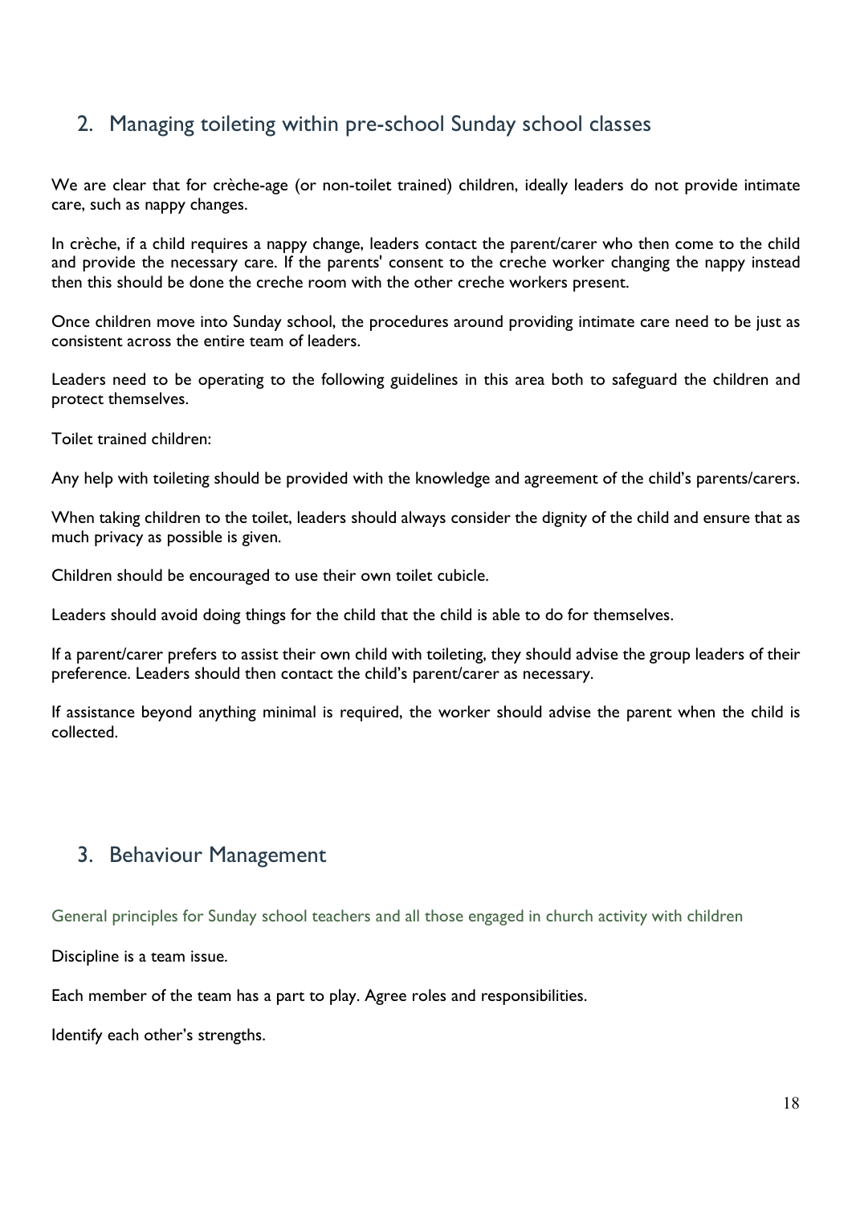## 2. Managing toileting within pre-school Sunday school classes

We are clear that for crèche-age (or non-toilet trained) children, ideally leaders do not provide intimate care, such as nappy changes.

In crèche, if a child requires a nappy change, leaders contact the parent/carer who then come to the child and provide the necessary care. If the parents' consent to the creche worker changing the nappy instead then this should be done the creche room with the other creche workers present.

Once children move into Sunday school, the procedures around providing intimate care need to be just as consistent across the entire team of leaders.

Leaders need to be operating to the following guidelines in this area both to safeguard the children and protect themselves.

Toilet trained children:

Any help with toileting should be provided with the knowledge and agreement of the child's parents/carers.

When taking children to the toilet, leaders should always consider the dignity of the child and ensure that as much privacy as possible is given.

Children should be encouraged to use their own toilet cubicle.

Leaders should avoid doing things for the child that the child is able to do for themselves.

If a parent/carer prefers to assist their own child with toileting, they should advise the group leaders of their preference. Leaders should then contact the child's parent/carer as necessary.

If assistance beyond anything minimal is required, the worker should advise the parent when the child is collected.

## 3. Behaviour Management

### General principles for Sunday school teachers and all those engaged in church activity with children

Discipline is a team issue.

Each member of the team has a part to play. Agree roles and responsibilities.

Identify each other's strengths.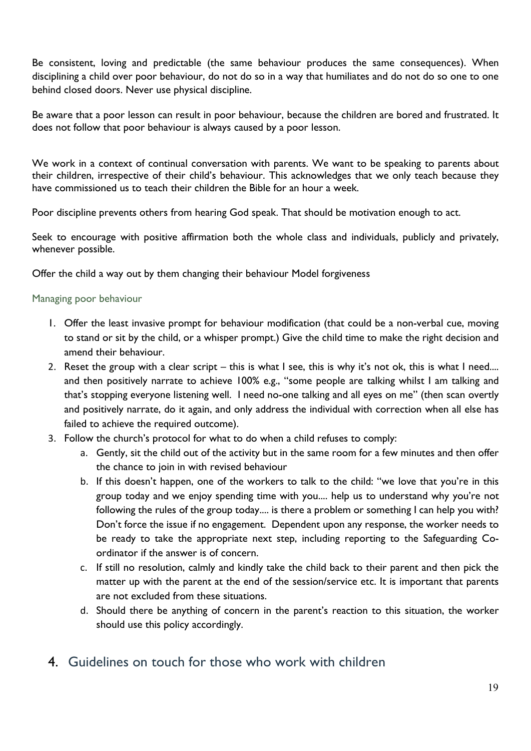Be consistent, loving and predictable (the same behaviour produces the same consequences). When disciplining a child over poor behaviour, do not do so in a way that humiliates and do not do so one to one behind closed doors. Never use physical discipline.

Be aware that a poor lesson can result in poor behaviour, because the children are bored and frustrated. It does not follow that poor behaviour is always caused by a poor lesson.

We work in a context of continual conversation with parents. We want to be speaking to parents about their children, irrespective of their child's behaviour. This acknowledges that we only teach because they have commissioned us to teach their children the Bible for an hour a week.

Poor discipline prevents others from hearing God speak. That should be motivation enough to act.

Seek to encourage with positive affirmation both the whole class and individuals, publicly and privately, whenever possible.

Offer the child a way out by them changing their behaviour Model forgiveness

### Managing poor behaviour

1. Offer the least invasive prompt for behaviour modification (that could be a non-verbal cue, moving to stand or sit by the child, or a whisper prompt.) Give the child time to make the right decision and amend their behaviour.
2. Reset the group with a clear script – this is what I see, this is why it's not ok, this is what I need.... and then positively narrate to achieve 100% e.g., "some people are talking whilst I am talking and that's stopping everyone listening well. I need no-one talking and all eyes on me" (then scan overtly and positively narrate, do it again, and only address the individual with correction when all else has failed to achieve the required outcome).
3. Follow the church's protocol for what to do when a child refuses to comply:
    a. Gently, sit the child out of the activity but in the same room for a few minutes and then offer the chance to join in with revised behaviour
    b. If this doesn't happen, one of the workers to talk to the child: "we love that you're in this group today and we enjoy spending time with you.... help us to understand why you're not following the rules of the group today.... is there a problem or something I can help you with? Don't force the issue if no engagement. Dependent upon any response, the worker needs to be ready to take the appropriate next step, including reporting to the Safeguarding Co-ordinator if the answer is of concern.
    c. If still no resolution, calmly and kindly take the child back to their parent and then pick the matter up with the parent at the end of the session/service etc. It is important that parents are not excluded from these situations.
    d. Should there be anything of concern in the parent's reaction to this situation, the worker should use this policy accordingly.

## 4. Guidelines on touch for those who work with children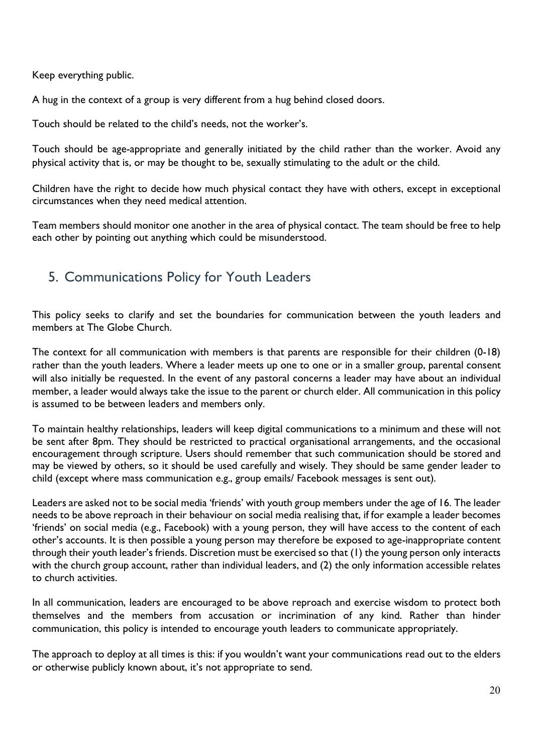Keep everything public.

A hug in the context of a group is very different from a hug behind closed doors.

Touch should be related to the child's needs, not the worker's.

Touch should be age-appropriate and generally initiated by the child rather than the worker. Avoid any physical activity that is, or may be thought to be, sexually stimulating to the adult or the child.

Children have the right to decide how much physical contact they have with others, except in exceptional circumstances when they need medical attention.

Team members should monitor one another in the area of physical contact. The team should be free to help each other by pointing out anything which could be misunderstood.

## 5. Communications Policy for Youth Leaders

This policy seeks to clarify and set the boundaries for communication between the youth leaders and members at The Globe Church.

The context for all communication with members is that parents are responsible for their children (0-18) rather than the youth leaders. Where a leader meets up one to one or in a smaller group, parental consent will also initially be requested. In the event of any pastoral concerns a leader may have about an individual member, a leader would always take the issue to the parent or church elder. All communication in this policy is assumed to be between leaders and members only.

To maintain healthy relationships, leaders will keep digital communications to a minimum and these will not be sent after 8pm. They should be restricted to practical organisational arrangements, and the occasional encouragement through scripture. Users should remember that such communication should be stored and may be viewed by others, so it should be used carefully and wisely. They should be same gender leader to child (except where mass communication e.g., group emails/ Facebook messages is sent out).

Leaders are asked not to be social media 'friends' with youth group members under the age of 16. The leader needs to be above reproach in their behaviour on social media realising that, if for example a leader becomes 'friends' on social media (e.g., Facebook) with a young person, they will have access to the content of each other's accounts. It is then possible a young person may therefore be exposed to age-inappropriate content through their youth leader's friends. Discretion must be exercised so that (1) the young person only interacts with the church group account, rather than individual leaders, and (2) the only information accessible relates to church activities.

In all communication, leaders are encouraged to be above reproach and exercise wisdom to protect both themselves and the members from accusation or incrimination of any kind. Rather than hinder communication, this policy is intended to encourage youth leaders to communicate appropriately.

The approach to deploy at all times is this: if you wouldn't want your communications read out to the elders or otherwise publicly known about, it's not appropriate to send.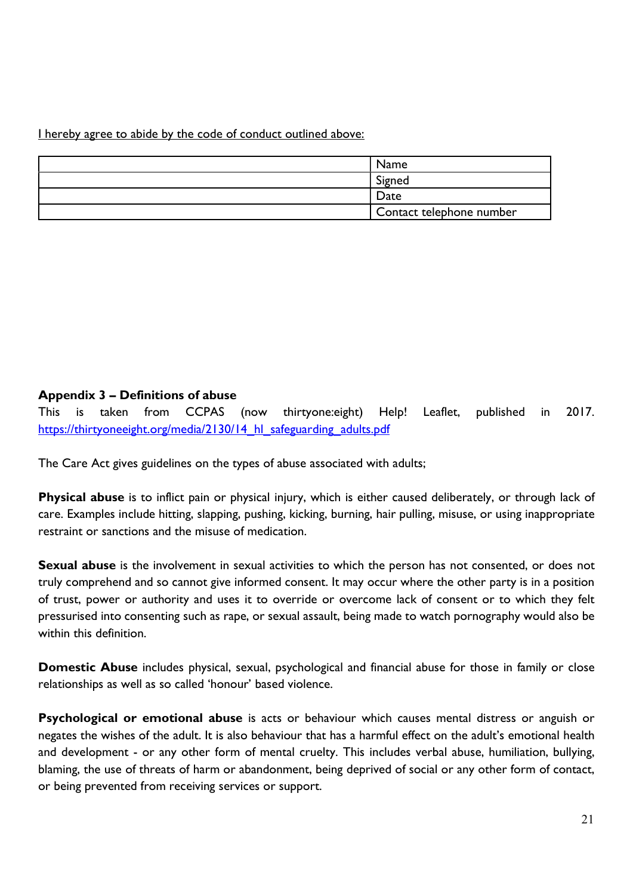I hereby agree to abide by the code of conduct outlined above:

| | |
|---|---|
| | Name |
| | Signed |
| | Date |
| | Contact telephone number |

**Appendix 3 – Definitions of abuse**

This is taken from CCPAS (now thirtyone:eight) Help! Leaflet, published in 2017. [https://thirtyoneeight.org/media/2130/14_hl_safeguarding_adults.pdf](https://thirtyoneeight.org/media/2130/14_hl_safeguarding_adults.pdf)

The Care Act gives guidelines on the types of abuse associated with adults;

**Physical abuse** is to inflict pain or physical injury, which is either caused deliberately, or through lack of care. Examples include hitting, slapping, pushing, kicking, burning, hair pulling, misuse, or using inappropriate restraint or sanctions and the misuse of medication.

**Sexual abuse** is the involvement in sexual activities to which the person has not consented, or does not truly comprehend and so cannot give informed consent. It may occur where the other party is in a position of trust, power or authority and uses it to override or overcome lack of consent or to which they felt pressurised into consenting such as rape, or sexual assault, being made to watch pornography would also be within this definition.

**Domestic Abuse** includes physical, sexual, psychological and financial abuse for those in family or close relationships as well as so called 'honour' based violence.

**Psychological or emotional abuse** is acts or behaviour which causes mental distress or anguish or negates the wishes of the adult. It is also behaviour that has a harmful effect on the adult's emotional health and development - or any other form of mental cruelty. This includes verbal abuse, humiliation, bullying, blaming, the use of threats of harm or abandonment, being deprived of social or any other form of contact, or being prevented from receiving services or support.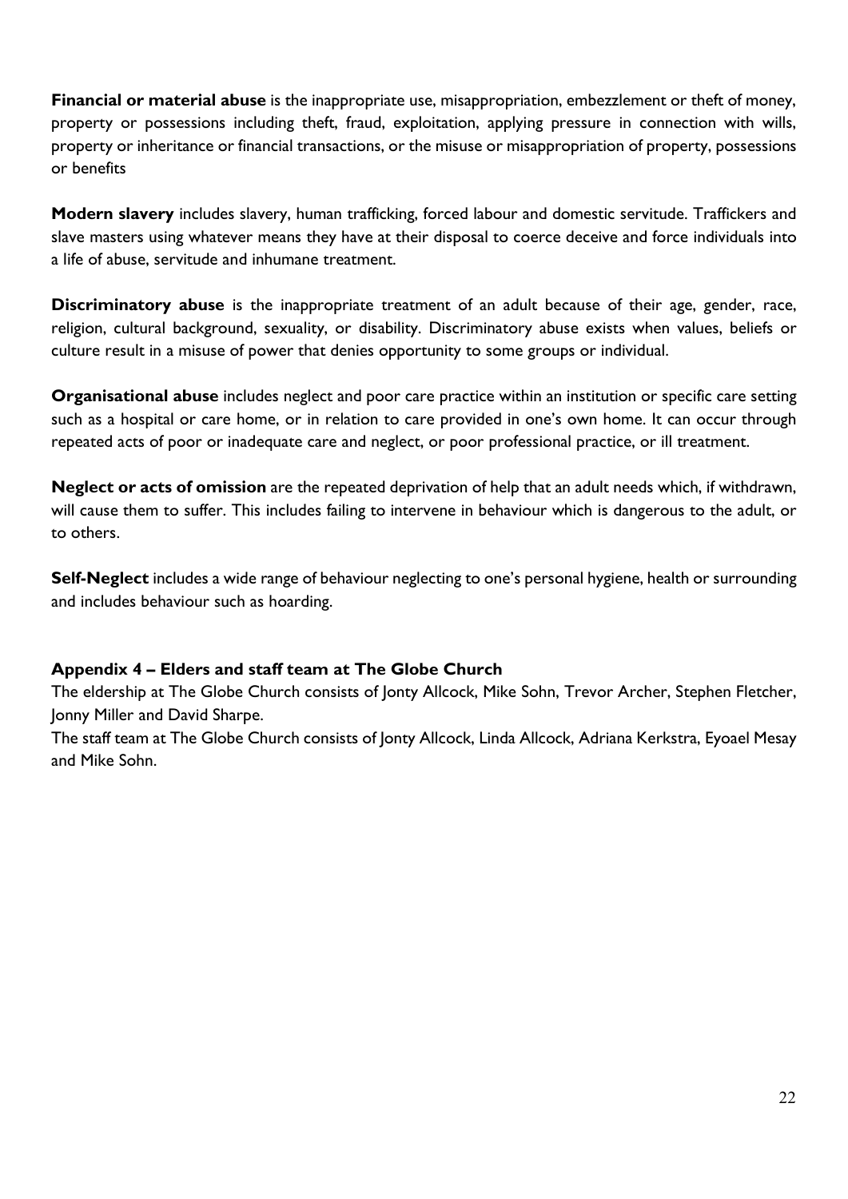**Financial or material abuse** is the inappropriate use, misappropriation, embezzlement or theft of money, property or possessions including theft, fraud, exploitation, applying pressure in connection with wills, property or inheritance or financial transactions, or the misuse or misappropriation of property, possessions or benefits

**Modern slavery** includes slavery, human trafficking, forced labour and domestic servitude. Traffickers and slave masters using whatever means they have at their disposal to coerce deceive and force individuals into a life of abuse, servitude and inhumane treatment.

**Discriminatory abuse** is the inappropriate treatment of an adult because of their age, gender, race, religion, cultural background, sexuality, or disability. Discriminatory abuse exists when values, beliefs or culture result in a misuse of power that denies opportunity to some groups or individual.

**Organisational abuse** includes neglect and poor care practice within an institution or specific care setting such as a hospital or care home, or in relation to care provided in one's own home. It can occur through repeated acts of poor or inadequate care and neglect, or poor professional practice, or ill treatment.

**Neglect or acts of omission** are the repeated deprivation of help that an adult needs which, if withdrawn, will cause them to suffer. This includes failing to intervene in behaviour which is dangerous to the adult, or to others.

**Self-Neglect** includes a wide range of behaviour neglecting to one's personal hygiene, health or surrounding and includes behaviour such as hoarding.

### Appendix 4 – Elders and staff team at The Globe Church

The eldership at The Globe Church consists of Jonty Allcock, Mike Sohn, Trevor Archer, Stephen Fletcher, Jonny Miller and David Sharpe.

The staff team at The Globe Church consists of Jonty Allcock, Linda Allcock, Adriana Kerkstra, Eyoael Mesay and Mike Sohn.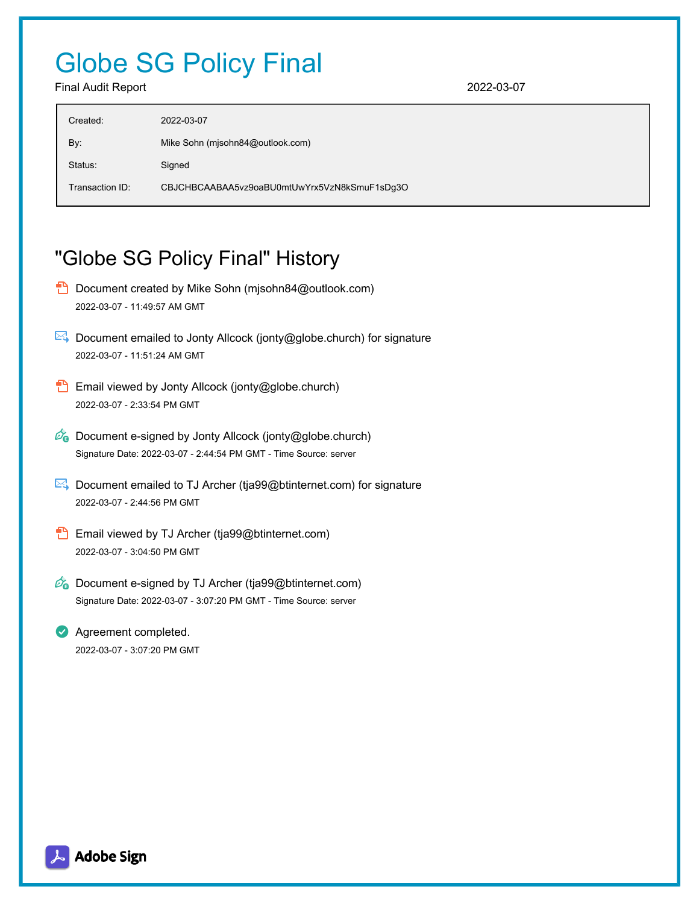# Globe SG Policy Final

Final Audit Report 2022-03-07

| | |
|---|---|
| Created: | 2022-03-07 |
| By: | Mike Sohn (mjsohn84@outlook.com) |
| Status: | Signed |
| Transaction ID: | CBJCHBCAABAA5vz9oaBU0mtUwYrx5VzN8kSmuF1sDg3O |

## "Globe SG Policy Final" History

- Document created by Mike Sohn (mjsohn84@outlook.com)
  2022-03-07 - 11:49:57 AM GMT

- Document emailed to Jonty Allcock (jonty@globe.church) for signature
  2022-03-07 - 11:51:24 AM GMT

- Email viewed by Jonty Allcock (jonty@globe.church)
  2022-03-07 - 2:33:54 PM GMT

- Document e-signed by Jonty Allcock (jonty@globe.church)
  Signature Date: 2022-03-07 - 2:44:54 PM GMT - Time Source: server

- Document emailed to TJ Archer (tja99@btinternet.com) for signature
  2022-03-07 - 2:44:56 PM GMT

- Email viewed by TJ Archer (tja99@btinternet.com)
  2022-03-07 - 3:04:50 PM GMT

- Document e-signed by TJ Archer (tja99@btinternet.com)
  Signature Date: 2022-03-07 - 3:07:20 PM GMT - Time Source: server

- Agreement completed.
  2022-03-07 - 3:07:20 PM GMT

Adobe Sign